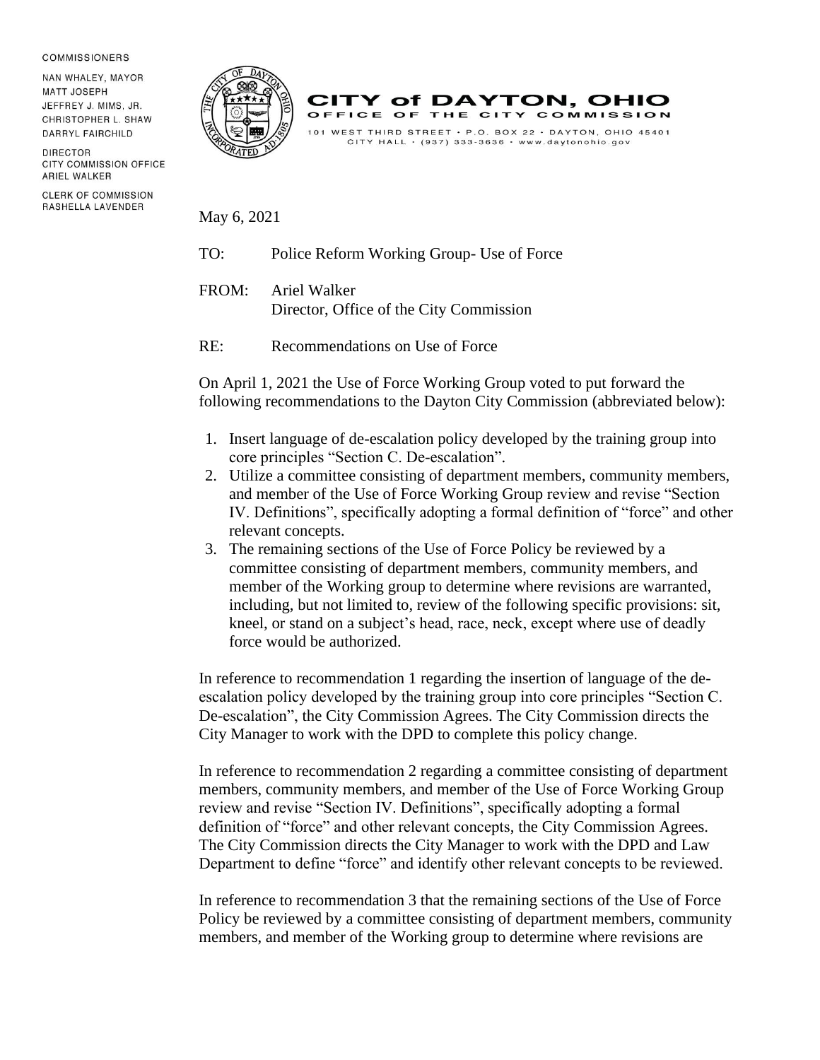COMMISSIONERS

NAN WHALEY, MAYOR
MATT JOSEPH
JEFFREY J. MIMS, JR.
CHRISTOPHER L. SHAW
DARRYL FAIRCHILD

DIRECTOR
CITY COMMISSION OFFICE
ARIEL WALKER

CLERK OF COMMISSION
RASHELLA LAVENDER

# CITY of DAYTON, OHIO

## OFFICE OF THE CITY COMMISSION

101 WEST THIRD STREET • P.O. BOX 22 • DAYTON, OHIO 45401
CITY HALL • (937) 333-3636 • www.daytonohio.gov

May 6, 2021

TO: Police Reform Working Group- Use of Force

FROM: Ariel Walker
Director, Office of the City Commission

RE: Recommendations on Use of Force

On April 1, 2021 the Use of Force Working Group voted to put forward the following recommendations to the Dayton City Commission (abbreviated below):

1. Insert language of de-escalation policy developed by the training group into core principles "Section C. De-escalation".
2. Utilize a committee consisting of department members, community members, and member of the Use of Force Working Group review and revise "Section IV. Definitions", specifically adopting a formal definition of "force" and other relevant concepts.
3. The remaining sections of the Use of Force Policy be reviewed by a committee consisting of department members, community members, and member of the Working group to determine where revisions are warranted, including, but not limited to, review of the following specific provisions: sit, kneel, or stand on a subject's head, race, neck, except where use of deadly force would be authorized.

In reference to recommendation 1 regarding the insertion of language of the de-escalation policy developed by the training group into core principles "Section C. De-escalation", the City Commission Agrees. The City Commission directs the City Manager to work with the DPD to complete this policy change.

In reference to recommendation 2 regarding a committee consisting of department members, community members, and member of the Use of Force Working Group review and revise "Section IV. Definitions", specifically adopting a formal definition of "force" and other relevant concepts, the City Commission Agrees. The City Commission directs the City Manager to work with the DPD and Law Department to define "force" and identify other relevant concepts to be reviewed.

In reference to recommendation 3 that the remaining sections of the Use of Force Policy be reviewed by a committee consisting of department members, community members, and member of the Working group to determine where revisions are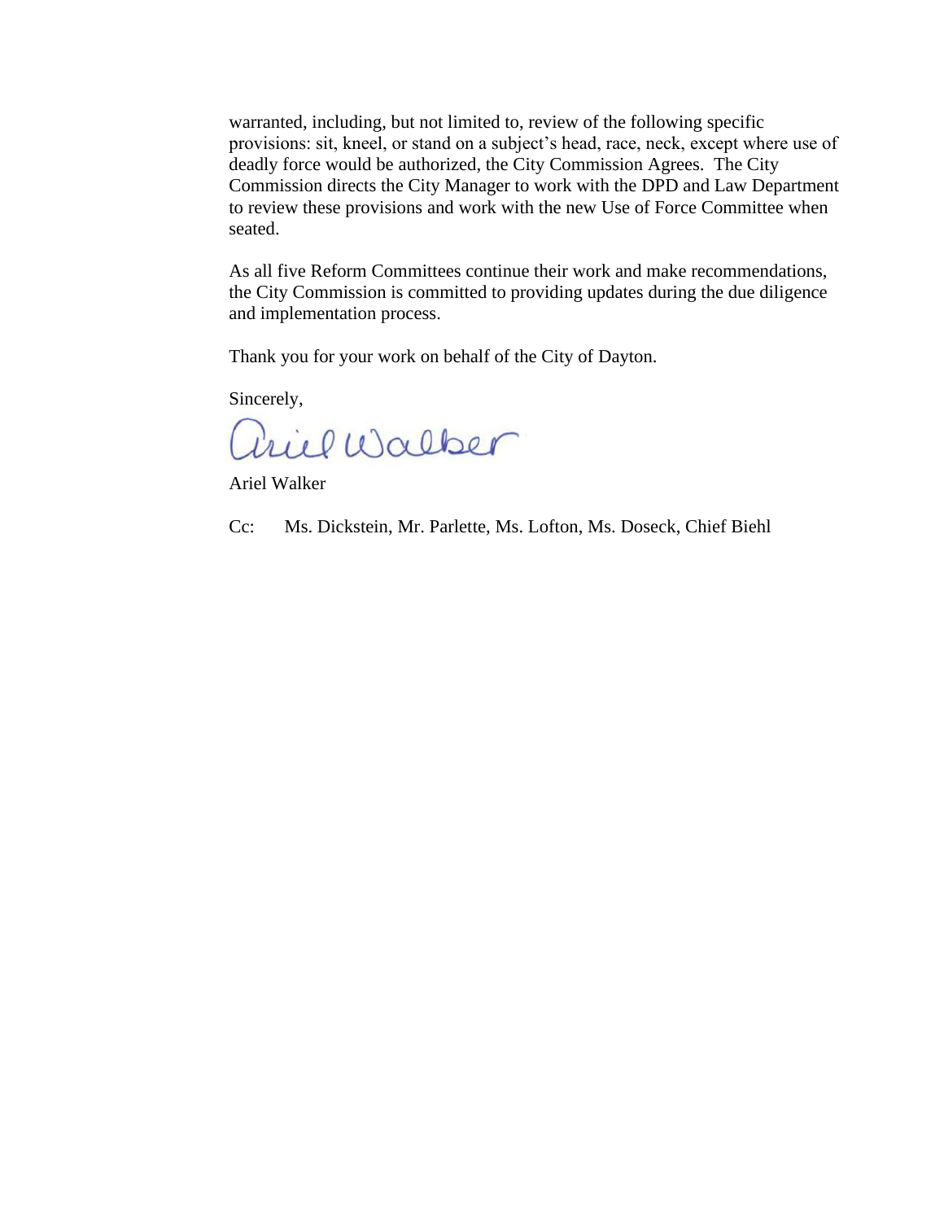warranted, including, but not limited to, review of the following specific provisions: sit, kneel, or stand on a subject's head, race, neck, except where use of deadly force would be authorized, the City Commission Agrees. The City Commission directs the City Manager to work with the DPD and Law Department to review these provisions and work with the new Use of Force Committee when seated.

As all five Reform Committees continue their work and make recommendations, the City Commission is committed to providing updates during the due diligence and implementation process.

Thank you for your work on behalf of the City of Dayton.

Sincerely,

Ariel Walker

Ariel Walker

Cc: Ms. Dickstein, Mr. Parlette, Ms. Lofton, Ms. Doseck, Chief Biehl